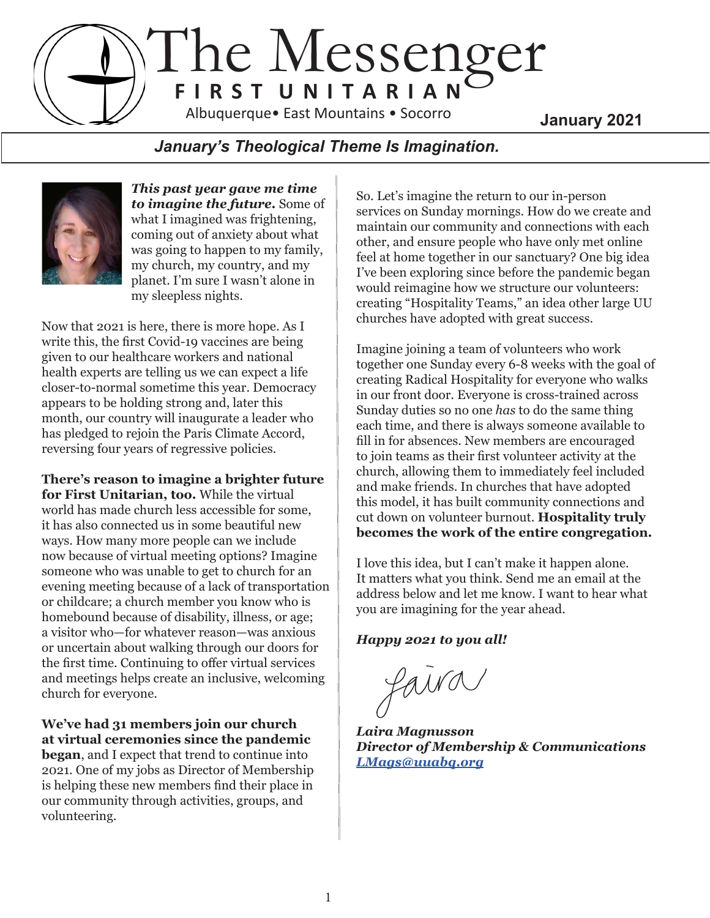# The Messenger

**FIRST UNITARIAN**

Albuquerque• East Mountains • Socorro

**January 2021**

## *January's Theological Theme Is Imagination.*

***This past year gave me time to imagine the future.*** Some of what I imagined was frightening, coming out of anxiety about what was going to happen to my family, my church, my country, and my planet. I'm sure I wasn't alone in my sleepless nights.

Now that 2021 is here, there is more hope. As I write this, the first Covid-19 vaccines are being given to our healthcare workers and national health experts are telling us we can expect a life closer-to-normal sometime this year. Democracy appears to be holding strong and, later this month, our country will inaugurate a leader who has pledged to rejoin the Paris Climate Accord, reversing four years of regressive policies.

**There's reason to imagine a brighter future for First Unitarian, too.** While the virtual world has made church less accessible for some, it has also connected us in some beautiful new ways. How many more people can we include now because of virtual meeting options? Imagine someone who was unable to get to church for an evening meeting because of a lack of transportation or childcare; a church member you know who is homebound because of disability, illness, or age; a visitor who—for whatever reason—was anxious or uncertain about walking through our doors for the first time. Continuing to offer virtual services and meetings helps create an inclusive, welcoming church for everyone.

**We've had 31 members join our church at virtual ceremonies since the pandemic began**, and I expect that trend to continue into 2021. One of my jobs as Director of Membership is helping these new members find their place in our community through activities, groups, and volunteering.

So. Let's imagine the return to our in-person services on Sunday mornings. How do we create and maintain our community and connections with each other, and ensure people who have only met online feel at home together in our sanctuary? One big idea I've been exploring since before the pandemic began would reimagine how we structure our volunteers: creating "Hospitality Teams," an idea other large UU churches have adopted with great success.

Imagine joining a team of volunteers who work together one Sunday every 6-8 weeks with the goal of creating Radical Hospitality for everyone who walks in our front door. Everyone is cross-trained across Sunday duties so no one *has* to do the same thing each time, and there is always someone available to fill in for absences. New members are encouraged to join teams as their first volunteer activity at the church, allowing them to immediately feel included and make friends. In churches that have adopted this model, it has built community connections and cut down on volunteer burnout. **Hospitality truly becomes the work of the entire congregation.**

I love this idea, but I can't make it happen alone. It matters what you think. Send me an email at the address below and let me know. I want to hear what you are imagining for the year ahead.

***Happy 2021 to you all!***

Laira

***Laira Magnusson***
***Director of Membership & Communications***
***LMags@uuabq.org***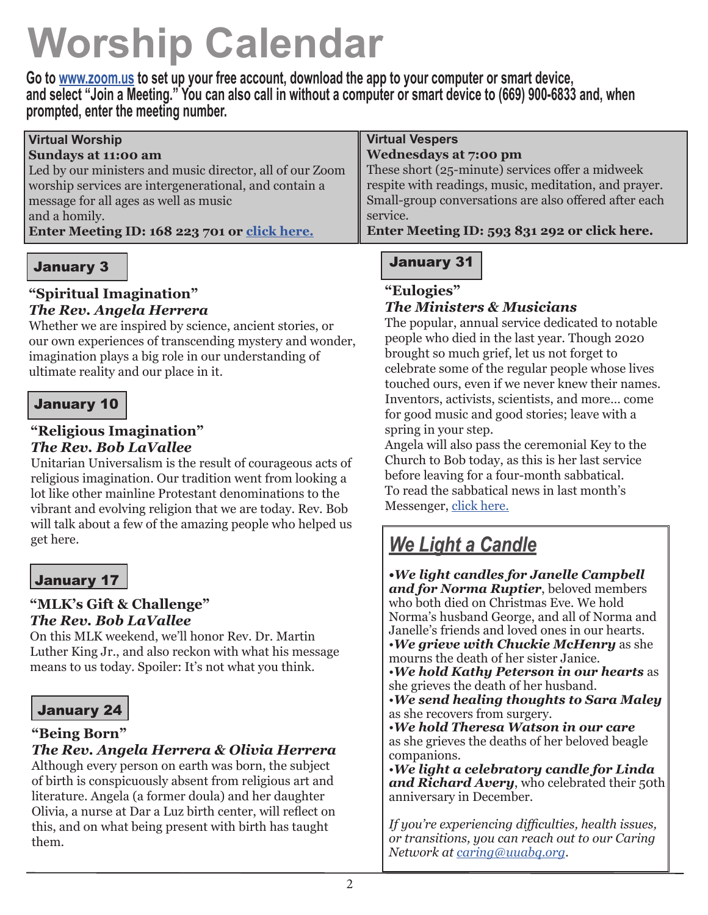# Worship Calendar

**Go to www.zoom.us to set up your free account, download the app to your computer or smart device, and select "Join a Meeting." You can also call in without a computer or smart device to (669) 900-6833 and, when prompted, enter the meeting number.**

**Virtual Worship**
**Sundays at 11:00 am**
Led by our ministers and music director, all of our Zoom worship services are intergenerational, and contain a message for all ages as well as music and a homily.
**Enter Meeting ID: 168 223 701 or click here.**

**Virtual Vespers**
**Wednesdays at 7:00 pm**
These short (25-minute) services offer a midweek respite with readings, music, meditation, and prayer. Small-group conversations are also offered after each service.
**Enter Meeting ID: 593 831 292 or click here.**

## January 3

### "Spiritual Imagination"
***The Rev. Angela Herrera***

Whether we are inspired by science, ancient stories, or our own experiences of transcending mystery and wonder, imagination plays a big role in our understanding of ultimate reality and our place in it.

## January 10

### "Religious Imagination"
***The Rev. Bob LaVallee***

Unitarian Universalism is the result of courageous acts of religious imagination. Our tradition went from looking a lot like other mainline Protestant denominations to the vibrant and evolving religion that we are today. Rev. Bob will talk about a few of the amazing people who helped us get here.

## January 17

### "MLK's Gift & Challenge"
***The Rev. Bob LaVallee***

On this MLK weekend, we'll honor Rev. Dr. Martin Luther King Jr., and also reckon with what his message means to us today. Spoiler: It's not what you think.

## January 24

### "Being Born"
***The Rev. Angela Herrera & Olivia Herrera***

Although every person on earth was born, the subject of birth is conspicuously absent from religious art and literature. Angela (a former doula) and her daughter Olivia, a nurse at Dar a Luz birth center, will reflect on this, and on what being present with birth has taught them.

## January 31

### "Eulogies"
***The Ministers & Musicians***

The popular, annual service dedicated to notable people who died in the last year. Though 2020 brought so much grief, let us not forget to celebrate some of the regular people whose lives touched ours, even if we never knew their names. Inventors, activists, scientists, and more... come for good music and good stories; leave with a spring in your step.

Angela will also pass the ceremonial Key to the Church to Bob today, as this is her last service before leaving for a four-month sabbatical.

To read the sabbatical news in last month's Messenger, click here.

## *We Light a Candle*

- ***We light candles for Janelle Campbell and for Norma Ruptier***, beloved members who both died on Christmas Eve. We hold Norma's husband George, and all of Norma and Janelle's friends and loved ones in our hearts.
- ***We grieve with Chuckie McHenry*** as she mourns the death of her sister Janice.
- ***We hold Kathy Peterson in our hearts*** as she grieves the death of her husband.
- ***We send healing thoughts to Sara Maley*** as she recovers from surgery.
- ***We hold Theresa Watson in our care*** as she grieves the deaths of her beloved beagle companions.
- ***We light a celebratory candle for Linda and Richard Avery***, who celebrated their 50th anniversary in December.

*If you're experiencing difficulties, health issues, or transitions, you can reach out to our Caring Network at caring@uuabq.org.*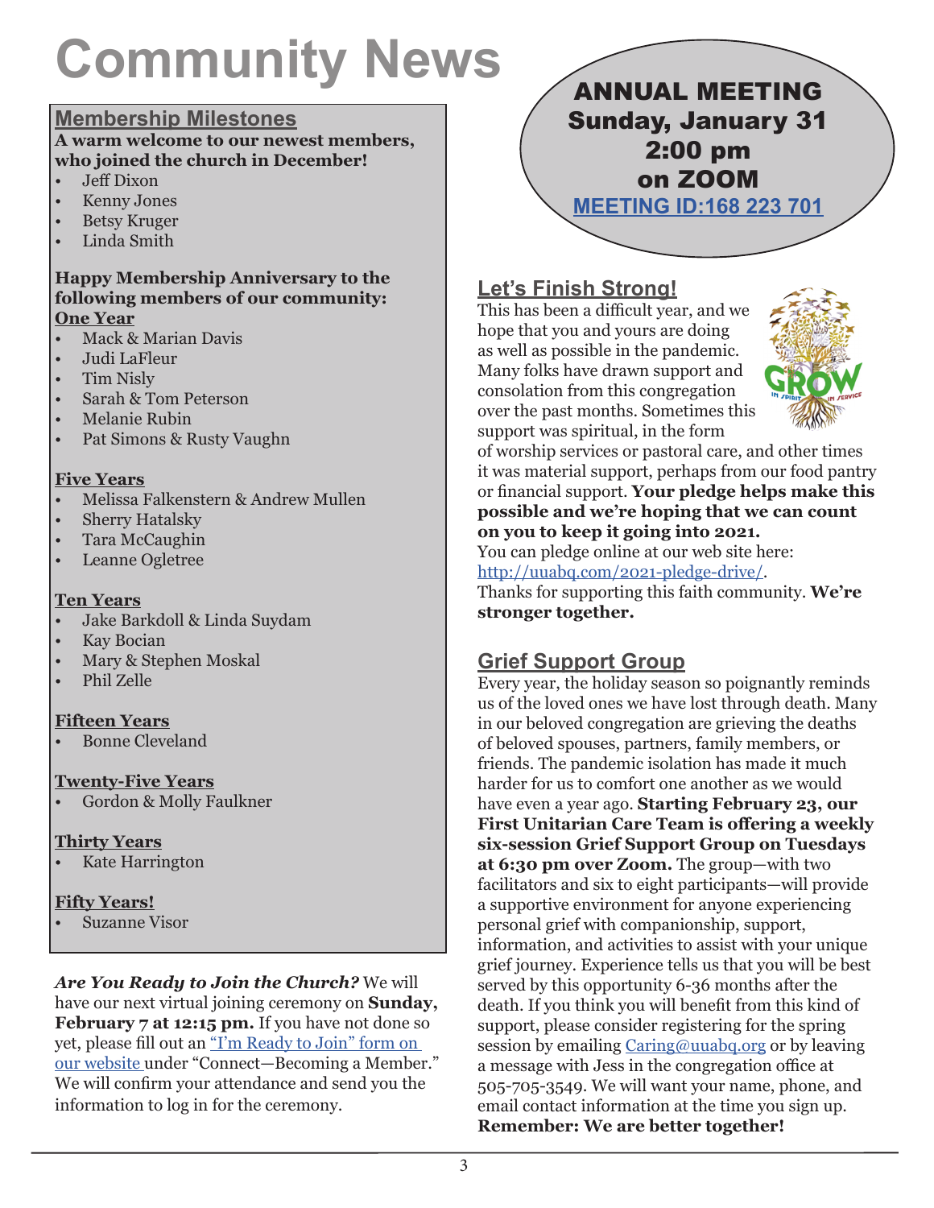# Community News

## Membership Milestones

**A warm welcome to our newest members, who joined the church in December!**

- Jeff Dixon
- Kenny Jones
- Betsy Kruger
- Linda Smith

**Happy Membership Anniversary to the following members of our community:**

**One Year**

- Mack & Marian Davis
- Judi LaFleur
- Tim Nisly
- Sarah & Tom Peterson
- Melanie Rubin
- Pat Simons & Rusty Vaughn

**Five Years**

- Melissa Falkenstern & Andrew Mullen
- Sherry Hatalsky
- Tara McCaughin
- Leanne Ogletree

**Ten Years**

- Jake Barkdoll & Linda Suydam
- Kay Bocian
- Mary & Stephen Moskal
- Phil Zelle

**Fifteen Years**

- Bonne Cleveland

**Twenty-Five Years**

- Gordon & Molly Faulkner

**Thirty Years**

- Kate Harrington

**Fifty Years!**

- Suzanne Visor

***Are You Ready to Join the Church?*** We will have our next virtual joining ceremony on **Sunday, February 7 at 12:15 pm.** If you have not done so yet, please fill out an "I'm Ready to Join" form on our website under "Connect—Becoming a Member." We will confirm your attendance and send you the information to log in for the ceremony.

**ANNUAL MEETING**
**Sunday, January 31**
**2:00 pm**
**on ZOOM**
**MEETING ID:168 223 701**

## Let's Finish Strong!

This has been a difficult year, and we hope that you and yours are doing as well as possible in the pandemic. Many folks have drawn support and consolation from this congregation over the past months. Sometimes this support was spiritual, in the form of worship services or pastoral care, and other times it was material support, perhaps from our food pantry or financial support. **Your pledge helps make this possible and we're hoping that we can count on you to keep it going into 2021.**

You can pledge online at our web site here: http://uuabq.com/2021-pledge-drive/.

Thanks for supporting this faith community. **We're stronger together.**

## Grief Support Group

Every year, the holiday season so poignantly reminds us of the loved ones we have lost through death. Many in our beloved congregation are grieving the deaths of beloved spouses, partners, family members, or friends. The pandemic isolation has made it much harder for us to comfort one another as we would have even a year ago. **Starting February 23, our First Unitarian Care Team is offering a weekly six-session Grief Support Group on Tuesdays at 6:30 pm over Zoom.** The group—with two facilitators and six to eight participants—will provide a supportive environment for anyone experiencing personal grief with companionship, support, information, and activities to assist with your unique grief journey. Experience tells us that you will be best served by this opportunity 6-36 months after the death. If you think you will benefit from this kind of support, please consider registering for the spring session by emailing Caring@uuabq.org or by leaving a message with Jess in the congregation office at 505-705-3549. We will want your name, phone, and email contact information at the time you sign up. **Remember: We are better together!**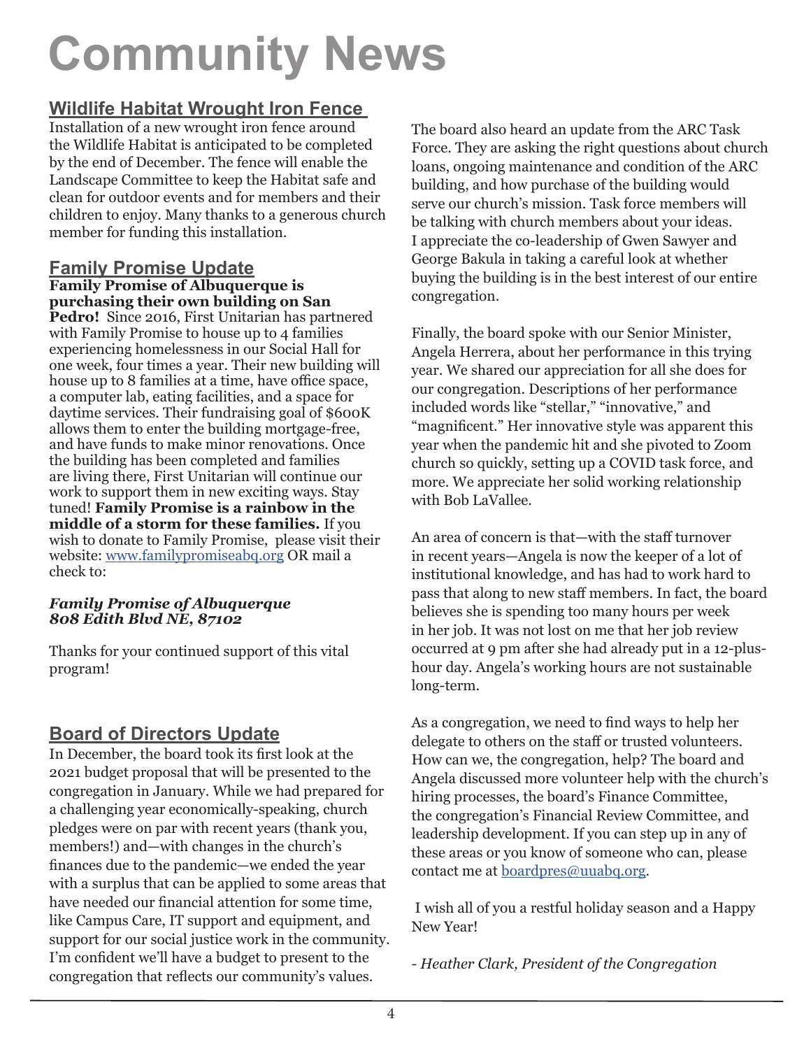# Community News

## Wildlife Habitat Wrought Iron Fence

Installation of a new wrought iron fence around the Wildlife Habitat is anticipated to be completed by the end of December. The fence will enable the Landscape Committee to keep the Habitat safe and clean for outdoor events and for members and their children to enjoy. Many thanks to a generous church member for funding this installation.

## Family Promise Update

**Family Promise of Albuquerque is purchasing their own building on San Pedro!** Since 2016, First Unitarian has partnered with Family Promise to house up to 4 families experiencing homelessness in our Social Hall for one week, four times a year. Their new building will house up to 8 families at a time, have office space, a computer lab, eating facilities, and a space for daytime services. Their fundraising goal of $600K allows them to enter the building mortgage-free, and have funds to make minor renovations. Once the building has been completed and families are living there, First Unitarian will continue our work to support them in new exciting ways. Stay tuned! **Family Promise is a rainbow in the middle of a storm for these families.** If you wish to donate to Family Promise, please visit their website: [www.familypromiseabq.org](http://www.familypromiseabq.org) OR mail a check to:

***Family Promise of Albuquerque***
***808 Edith Blvd NE, 87102***

Thanks for your continued support of this vital program!

## Board of Directors Update

In December, the board took its first look at the 2021 budget proposal that will be presented to the congregation in January. While we had prepared for a challenging year economically-speaking, church pledges were on par with recent years (thank you, members!) and—with changes in the church's finances due to the pandemic—we ended the year with a surplus that can be applied to some areas that have needed our financial attention for some time, like Campus Care, IT support and equipment, and support for our social justice work in the community. I'm confident we'll have a budget to present to the congregation that reflects our community's values.

The board also heard an update from the ARC Task Force. They are asking the right questions about church loans, ongoing maintenance and condition of the ARC building, and how purchase of the building would serve our church's mission. Task force members will be talking with church members about your ideas. I appreciate the co-leadership of Gwen Sawyer and George Bakula in taking a careful look at whether buying the building is in the best interest of our entire congregation.

Finally, the board spoke with our Senior Minister, Angela Herrera, about her performance in this trying year. We shared our appreciation for all she does for our congregation. Descriptions of her performance included words like "stellar," "innovative," and "magnificent." Her innovative style was apparent this year when the pandemic hit and she pivoted to Zoom church so quickly, setting up a COVID task force, and more. We appreciate her solid working relationship with Bob LaVallee.

An area of concern is that—with the staff turnover in recent years—Angela is now the keeper of a lot of institutional knowledge, and has had to work hard to pass that along to new staff members. In fact, the board believes she is spending too many hours per week in her job. It was not lost on me that her job review occurred at 9 pm after she had already put in a 12-plus-hour day. Angela's working hours are not sustainable long-term.

As a congregation, we need to find ways to help her delegate to others on the staff or trusted volunteers. How can we, the congregation, help? The board and Angela discussed more volunteer help with the church's hiring processes, the board's Finance Committee, the congregation's Financial Review Committee, and leadership development. If you can step up in any of these areas or you know of someone who can, please contact me at [boardpres@uuabq.org](mailto:boardpres@uuabq.org).

I wish all of you a restful holiday season and a Happy New Year!

*- Heather Clark, President of the Congregation*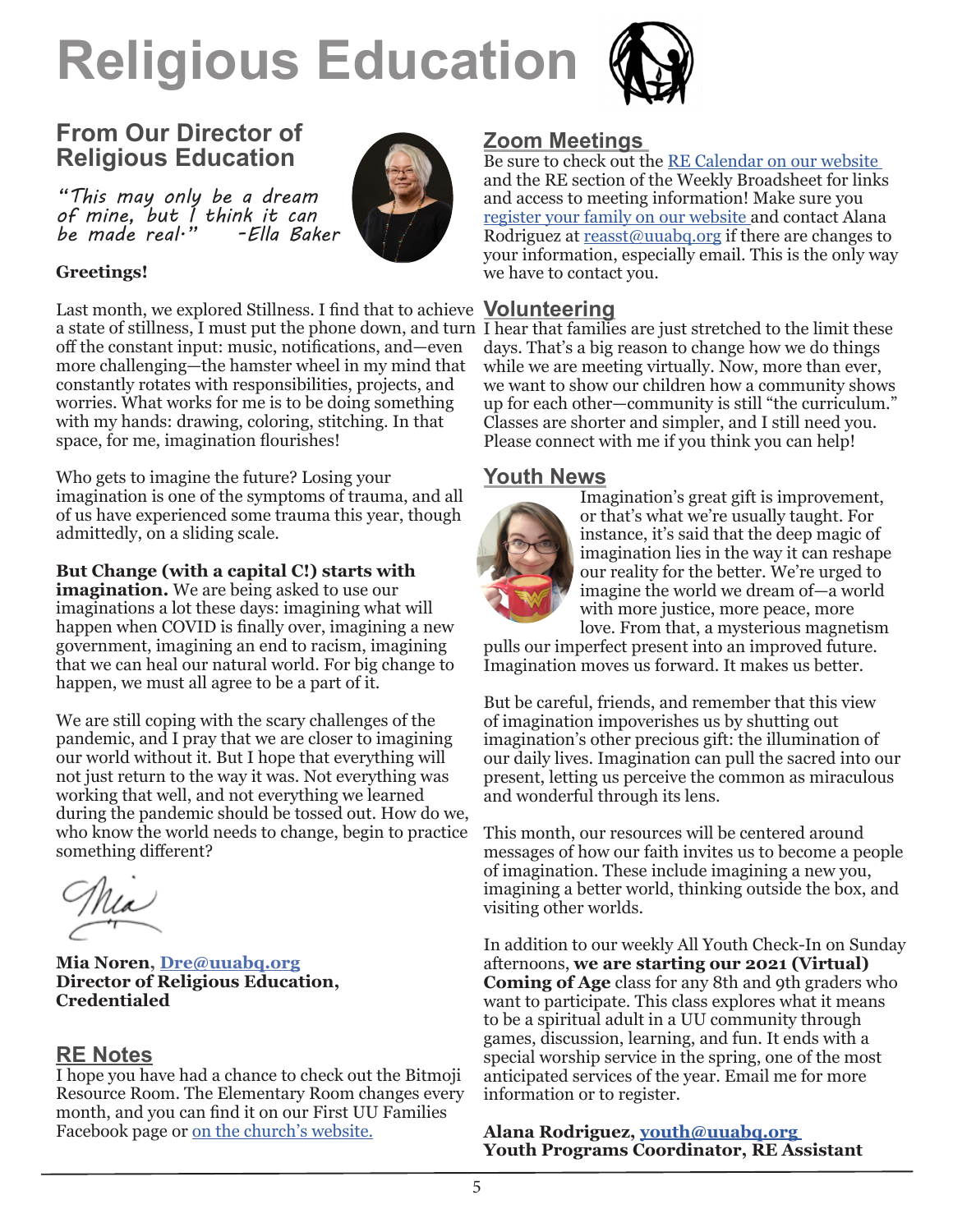# Religious Education

## From Our Director of Religious Education

*"This may only be a dream of mine, but I think it can be made real." -Ella Baker*

**Greetings!**

Last month, we explored Stillness. I find that to achieve a state of stillness, I must put the phone down, and turn off the constant input: music, notifications, and—even more challenging—the hamster wheel in my mind that constantly rotates with responsibilities, projects, and worries. What works for me is to be doing something with my hands: drawing, coloring, stitching. In that space, for me, imagination flourishes!

Who gets to imagine the future? Losing your imagination is one of the symptoms of trauma, and all of us have experienced some trauma this year, though admittedly, on a sliding scale.

**But Change (with a capital C!) starts with imagination.** We are being asked to use our imaginations a lot these days: imagining what will happen when COVID is finally over, imagining a new government, imagining an end to racism, imagining that we can heal our natural world. For big change to happen, we must all agree to be a part of it.

We are still coping with the scary challenges of the pandemic, and I pray that we are closer to imagining our world without it. But I hope that everything will not just return to the way it was. Not everything was working that well, and not everything we learned during the pandemic should be tossed out. How do we, who know the world needs to change, begin to practice something different?

Mia

**Mia Noren, Dre@uuabq.org**
**Director of Religious Education, Credentialed**

## RE Notes

I hope you have had a chance to check out the Bitmoji Resource Room. The Elementary Room changes every month, and you can find it on our First UU Families Facebook page or on the church's website.

## Zoom Meetings

Be sure to check out the RE Calendar on our website and the RE section of the Weekly Broadsheet for links and access to meeting information! Make sure you register your family on our website and contact Alana Rodriguez at reasst@uuabq.org if there are changes to your information, especially email. This is the only way we have to contact you.

## Volunteering

I hear that families are just stretched to the limit these days. That's a big reason to change how we do things while we are meeting virtually. Now, more than ever, we want to show our children how a community shows up for each other—community is still "the curriculum." Classes are shorter and simpler, and I still need you. Please connect with me if you think you can help!

## Youth News

Imagination's great gift is improvement, or that's what we're usually taught. For instance, it's said that the deep magic of imagination lies in the way it can reshape our reality for the better. We're urged to imagine the world we dream of—a world with more justice, more peace, more love. From that, a mysterious magnetism pulls our imperfect present into an improved future. Imagination moves us forward. It makes us better.

But be careful, friends, and remember that this view of imagination impoverishes us by shutting out imagination's other precious gift: the illumination of our daily lives. Imagination can pull the sacred into our present, letting us perceive the common as miraculous and wonderful through its lens.

This month, our resources will be centered around messages of how our faith invites us to become a people of imagination. These include imagining a new you, imagining a better world, thinking outside the box, and visiting other worlds.

In addition to our weekly All Youth Check-In on Sunday afternoons, **we are starting our 2021 (Virtual) Coming of Age** class for any 8th and 9th graders who want to participate. This class explores what it means to be a spiritual adult in a UU community through games, discussion, learning, and fun. It ends with a special worship service in the spring, one of the most anticipated services of the year. Email me for more information or to register.

**Alana Rodriguez, youth@uuabq.org**
**Youth Programs Coordinator, RE Assistant**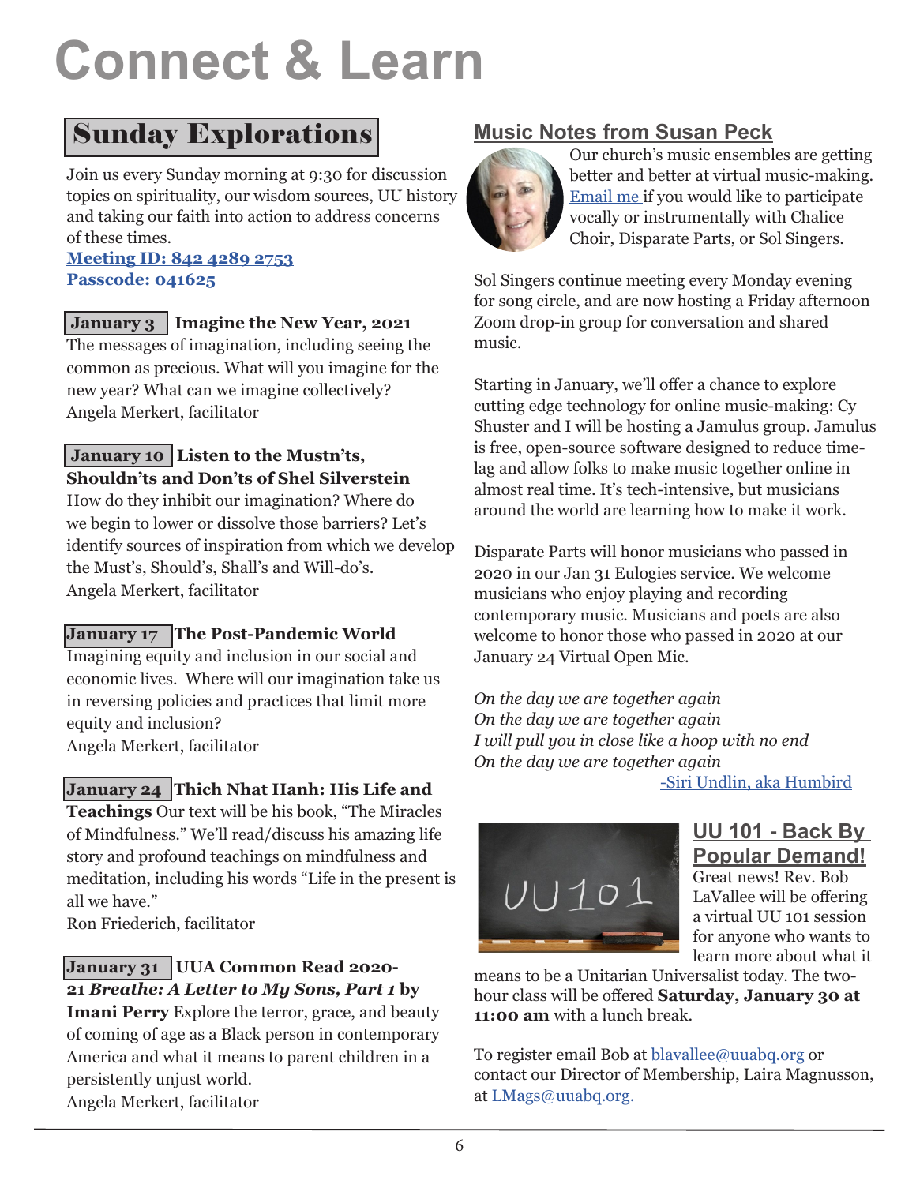# Connect & Learn

## Sunday Explorations

Join us every Sunday morning at 9:30 for discussion topics on spirituality, our wisdom sources, UU history and taking our faith into action to address concerns of these times.

**Meeting ID: 842 4289 2753**
**Passcode: 041625**

**January 3** **Imagine the New Year, 2021**
The messages of imagination, including seeing the common as precious. What will you imagine for the new year? What can we imagine collectively?
Angela Merkert, facilitator

**January 10** **Listen to the Mustn'ts, Shouldn'ts and Don'ts of Shel Silverstein**
How do they inhibit our imagination? Where do we begin to lower or dissolve those barriers? Let's identify sources of inspiration from which we develop the Must's, Should's, Shall's and Will-do's.
Angela Merkert, facilitator

**January 17** **The Post-Pandemic World**
Imagining equity and inclusion in our social and economic lives. Where will our imagination take us in reversing policies and practices that limit more equity and inclusion?
Angela Merkert, facilitator

**January 24** **Thich Nhat Hanh: His Life and Teachings** Our text will be his book, "The Miracles of Mindfulness." We'll read/discuss his amazing life story and profound teachings on mindfulness and meditation, including his words "Life in the present is all we have."
Ron Friederich, facilitator

**January 31** **UUA Common Read 2020-21 *Breathe: A Letter to My Sons, Part 1* by Imani Perry** Explore the terror, grace, and beauty of coming of age as a Black person in contemporary America and what it means to parent children in a persistently unjust world.
Angela Merkert, facilitator

## Music Notes from Susan Peck

Our church's music ensembles are getting better and better at virtual music-making. Email me if you would like to participate vocally or instrumentally with Chalice Choir, Disparate Parts, or Sol Singers.

Sol Singers continue meeting every Monday evening for song circle, and are now hosting a Friday afternoon Zoom drop-in group for conversation and shared music.

Starting in January, we'll offer a chance to explore cutting edge technology for online music-making: Cy Shuster and I will be hosting a Jamulus group. Jamulus is free, open-source software designed to reduce time-lag and allow folks to make music together online in almost real time. It's tech-intensive, but musicians around the world are learning how to make it work.

Disparate Parts will honor musicians who passed in 2020 in our Jan 31 Eulogies service. We welcome musicians who enjoy playing and recording contemporary music. Musicians and poets are also welcome to honor those who passed in 2020 at our January 24 Virtual Open Mic.

*On the day we are together again*
*On the day we are together again*
*I will pull you in close like a hoop with no end*
*On the day we are together again*

-Siri Undlin, aka Humbird

## UU 101 - Back By Popular Demand!

Great news! Rev. Bob LaVallee will be offering a virtual UU 101 session for anyone who wants to learn more about what it means to be a Unitarian Universalist today. The two-hour class will be offered **Saturday, January 30 at 11:00 am** with a lunch break.

To register email Bob at blavallee@uuabq.org or contact our Director of Membership, Laira Magnusson, at LMags@uuabq.org.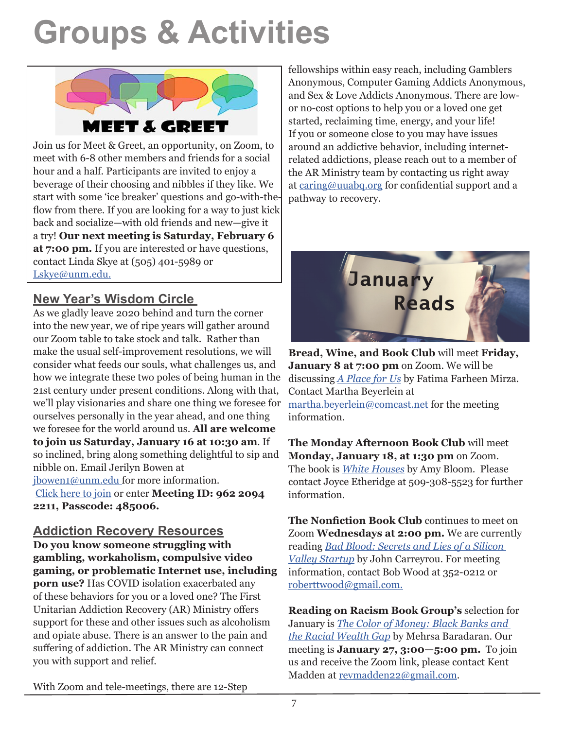# Groups & Activities

## MEET & GREET

Join us for Meet & Greet, an opportunity, on Zoom, to meet with 6-8 other members and friends for a social hour and a half. Participants are invited to enjoy a beverage of their choosing and nibbles if they like. We start with some 'ice breaker' questions and go-with-the-flow from there. If you are looking for a way to just kick back and socialize—with old friends and new—give it a try! **Our next meeting is Saturday, February 6 at 7:00 pm.** If you are interested or have questions, contact Linda Skye at (505) 401-5989 or Lskye@unm.edu.

## New Year's Wisdom Circle

As we gladly leave 2020 behind and turn the corner into the new year, we of ripe years will gather around our Zoom table to take stock and talk. Rather than make the usual self-improvement resolutions, we will consider what feeds our souls, what challenges us, and how we integrate these two poles of being human in the 21st century under present conditions. Along with that, we'll play visionaries and share one thing we foresee for ourselves personally in the year ahead, and one thing we foresee for the world around us. **All are welcome to join us Saturday, January 16 at 10:30 am**. If so inclined, bring along something delightful to sip and nibble on. Email Jerilyn Bowen at jbowen1@unm.edu for more information.
Click here to join or enter **Meeting ID: 962 2094 2211, Passcode: 485006.**

## Addiction Recovery Resources

**Do you know someone struggling with gambling, workaholism, compulsive video gaming, or problematic Internet use, including porn use?** Has COVID isolation exacerbated any of these behaviors for you or a loved one? The First Unitarian Addiction Recovery (AR) Ministry offers support for these and other issues such as alcoholism and opiate abuse. There is an answer to the pain and suffering of addiction. The AR Ministry can connect you with support and relief.

With Zoom and tele-meetings, there are 12-Step fellowships within easy reach, including Gamblers Anonymous, Computer Gaming Addicts Anonymous, and Sex & Love Addicts Anonymous. There are low- or no-cost options to help you or a loved one get started, reclaiming time, energy, and your life! If you or someone close to you may have issues around an addictive behavior, including internet-related addictions, please reach out to a member of the AR Ministry team by contacting us right away at caring@uuabq.org for confidential support and a pathway to recovery.

## January Reads

**Bread, Wine, and Book Club** will meet **Friday, January 8 at 7:00 pm** on Zoom. We will be discussing *A Place for Us* by Fatima Farheen Mirza. Contact Martha Beyerlein at martha.beyerlein@comcast.net for the meeting information.

**The Monday Afternoon Book Club** will meet **Monday, January 18, at 1:30 pm** on Zoom. The book is *White Houses* by Amy Bloom. Please contact Joyce Etheridge at 509-308-5523 for further information.

**The Nonfiction Book Club** continues to meet on Zoom **Wednesdays at 2:00 pm.** We are currently reading *Bad Blood: Secrets and Lies of a Silicon Valley Startup* by John Carreyrou. For meeting information, contact Bob Wood at 352-0212 or roberttwood@gmail.com.

**Reading on Racism Book Group's** selection for January is *The Color of Money: Black Banks and the Racial Wealth Gap* by Mehrsa Baradaran. Our meeting is **January 27, 3:00—5:00 pm.** To join us and receive the Zoom link, please contact Kent Madden at revmadden22@gmail.com.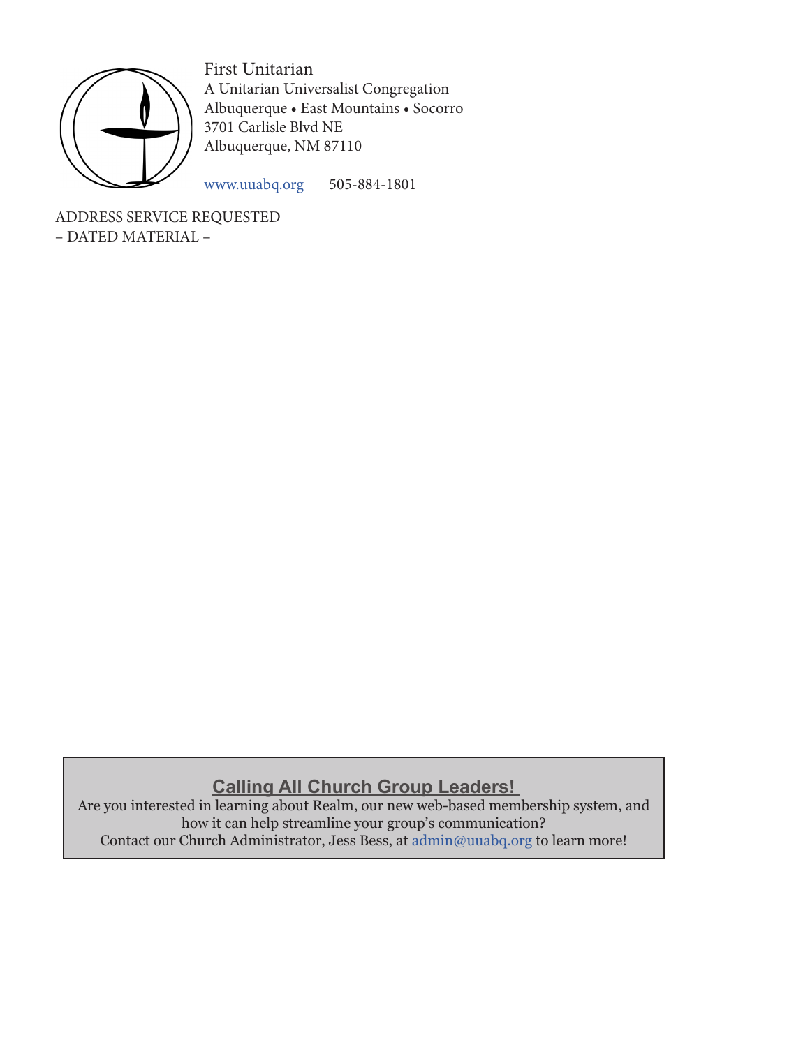First Unitarian

A Unitarian Universalist Congregation

Albuquerque • East Mountains • Socorro

3701 Carlisle Blvd NE

Albuquerque, NM 87110

www.uuabq.org      505-884-1801

ADDRESS SERVICE REQUESTED

– DATED MATERIAL –

## Calling All Church Group Leaders!

Are you interested in learning about Realm, our new web-based membership system, and how it can help streamline your group's communication?

Contact our Church Administrator, Jess Bess, at admin@uuabq.org to learn more!